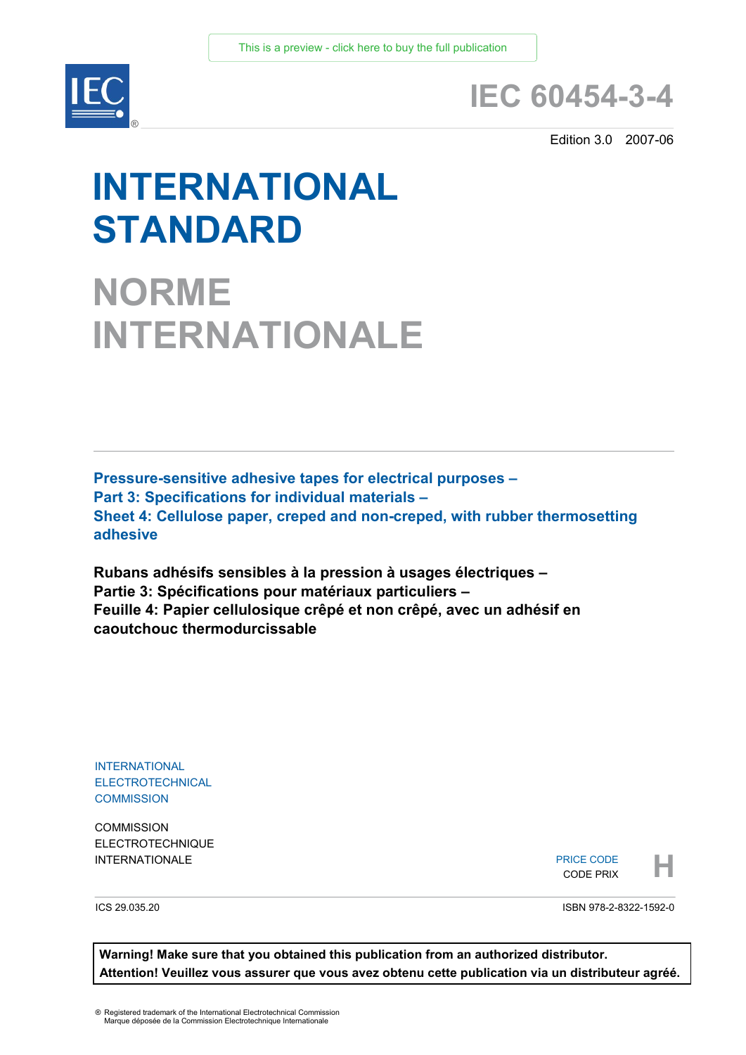This is a preview - click here to buy the full publication

# IEC 60454-3-4

Edition 3.0 2007-06

# INTERNATIONAL STANDARD

# NORME INTERNATIONALE

**Pressure-sensitive adhesive tapes for electrical purposes –**
**Part 3: Specifications for individual materials –**
**Sheet 4: Cellulose paper, creped and non-creped, with rubber thermosetting adhesive**

**Rubans adhésifs sensibles à la pression à usages électriques –**
**Partie 3: Spécifications pour matériaux particuliers –**
**Feuille 4: Papier cellulosique crêpé et non crêpé, avec un adhésif en caoutchouc thermodurcissable**

INTERNATIONAL
ELECTROTECHNICAL
COMMISSION

COMMISSION
ELECTROTECHNIQUE
INTERNATIONALE

PRICE CODE
CODE PRIX **H**

ICS 29.035.20

ISBN 978-2-8322-1592-0

**Warning! Make sure that you obtained this publication from an authorized distributor.**
**Attention! Veuillez vous assurer que vous avez obtenu cette publication via un distributeur agréé.**

® Registered trademark of the International Electrotechnical Commission
Marque déposée de la Commission Electrotechnique Internationale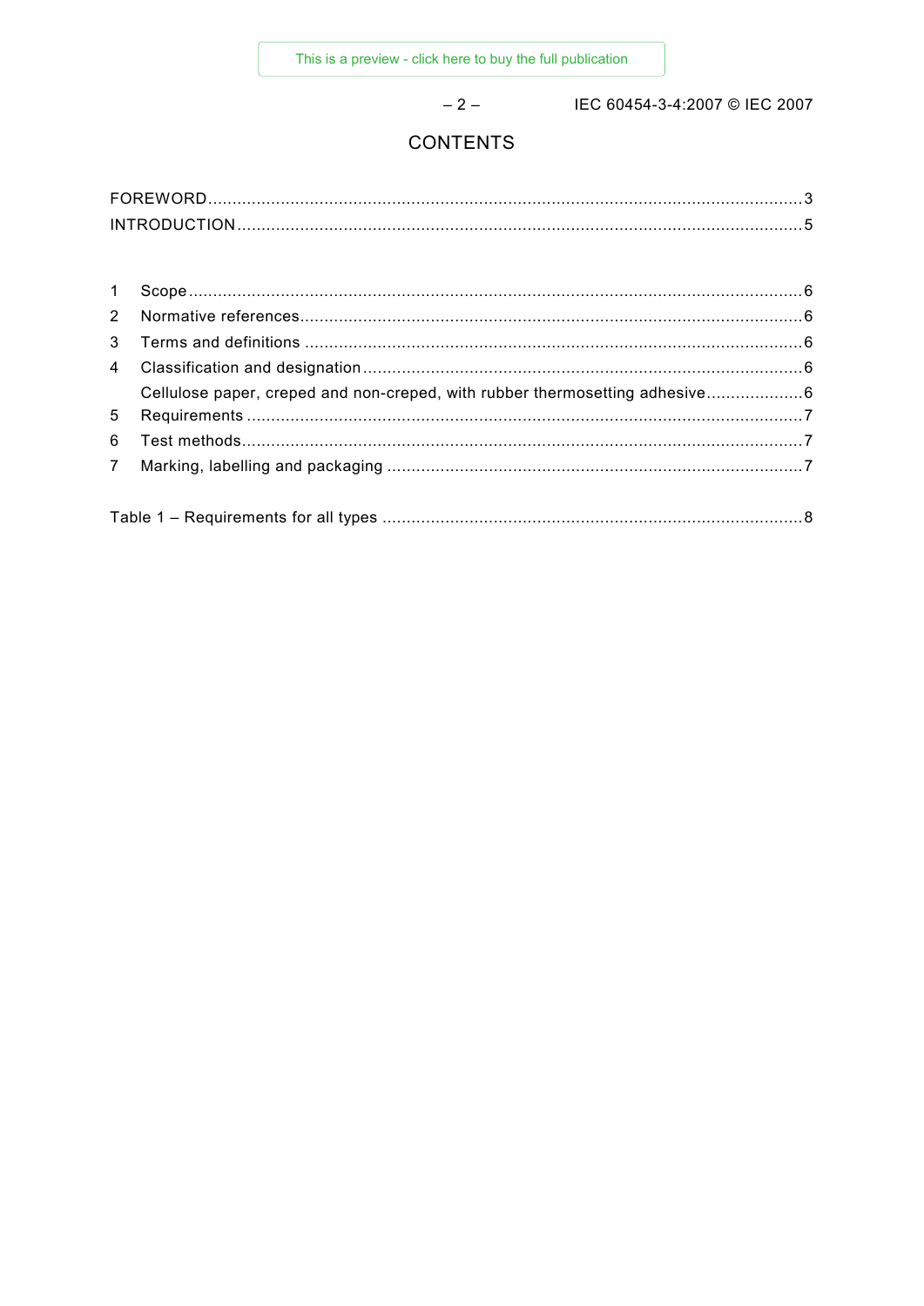# CONTENTS

FOREWORD .......................................................................................................................... 3
INTRODUCTION .................................................................................................................... 5

1 Scope ............................................................................................................................. 6
2 Normative references ....................................................................................................... 6
3 Terms and definitions ...................................................................................................... 6
4 Classification and designation .......................................................................................... 6
   Cellulose paper, creped and non-creped, with rubber thermosetting adhesive .................... 6
5 Requirements ................................................................................................................. 7
6 Test methods .................................................................................................................. 7
7 Marking, labelling and packaging ..................................................................................... 7

Table 1 – Requirements for all types ...................................................................................... 8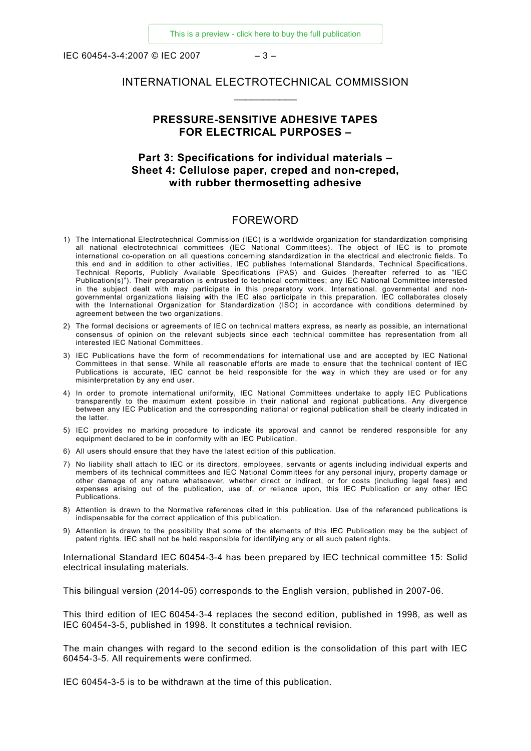# INTERNATIONAL ELECTROTECHNICAL COMMISSION

___________

## PRESSURE-SENSITIVE ADHESIVE TAPES FOR ELECTRICAL PURPOSES –

## Part 3: Specifications for individual materials – Sheet 4: Cellulose paper, creped and non-creped, with rubber thermosetting adhesive

## FOREWORD

1) The International Electrotechnical Commission (IEC) is a worldwide organization for standardization comprising all national electrotechnical committees (IEC National Committees). The object of IEC is to promote international co-operation on all questions concerning standardization in the electrical and electronic fields. To this end and in addition to other activities, IEC publishes International Standards, Technical Specifications, Technical Reports, Publicly Available Specifications (PAS) and Guides (hereafter referred to as "IEC Publication(s)"). Their preparation is entrusted to technical committees; any IEC National Committee interested in the subject dealt with may participate in this preparatory work. International, governmental and non-governmental organizations liaising with the IEC also participate in this preparation. IEC collaborates closely with the International Organization for Standardization (ISO) in accordance with conditions determined by agreement between the two organizations.

2) The formal decisions or agreements of IEC on technical matters express, as nearly as possible, an international consensus of opinion on the relevant subjects since each technical committee has representation from all interested IEC National Committees.

3) IEC Publications have the form of recommendations for international use and are accepted by IEC National Committees in that sense. While all reasonable efforts are made to ensure that the technical content of IEC Publications is accurate, IEC cannot be held responsible for the way in which they are used or for any misinterpretation by any end user.

4) In order to promote international uniformity, IEC National Committees undertake to apply IEC Publications transparently to the maximum extent possible in their national and regional publications. Any divergence between any IEC Publication and the corresponding national or regional publication shall be clearly indicated in the latter.

5) IEC provides no marking procedure to indicate its approval and cannot be rendered responsible for any equipment declared to be in conformity with an IEC Publication.

6) All users should ensure that they have the latest edition of this publication.

7) No liability shall attach to IEC or its directors, employees, servants or agents including individual experts and members of its technical committees and IEC National Committees for any personal injury, property damage or other damage of any nature whatsoever, whether direct or indirect, or for costs (including legal fees) and expenses arising out of the publication, use of, or reliance upon, this IEC Publication or any other IEC Publications.

8) Attention is drawn to the Normative references cited in this publication. Use of the referenced publications is indispensable for the correct application of this publication.

9) Attention is drawn to the possibility that some of the elements of this IEC Publication may be the subject of patent rights. IEC shall not be held responsible for identifying any or all such patent rights.

International Standard IEC 60454-3-4 has been prepared by IEC technical committee 15: Solid electrical insulating materials.

This bilingual version (2014-05) corresponds to the English version, published in 2007-06.

This third edition of IEC 60454-3-4 replaces the second edition, published in 1998, as well as IEC 60454-3-5, published in 1998. It constitutes a technical revision.

The main changes with regard to the second edition is the consolidation of this part with IEC 60454-3-5. All requirements were confirmed.

IEC 60454-3-5 is to be withdrawn at the time of this publication.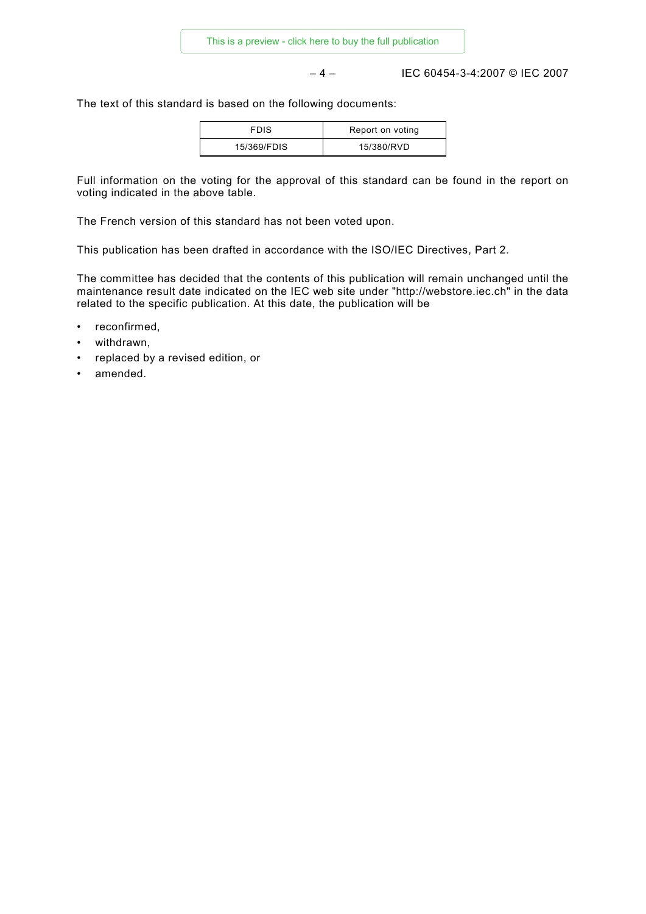The text of this standard is based on the following documents:

| FDIS | Report on voting |
|---|---|
| 15/369/FDIS | 15/380/RVD |

Full information on the voting for the approval of this standard can be found in the report on voting indicated in the above table.

The French version of this standard has not been voted upon.

This publication has been drafted in accordance with the ISO/IEC Directives, Part 2.

The committee has decided that the contents of this publication will remain unchanged until the maintenance result date indicated on the IEC web site under "http://webstore.iec.ch" in the data related to the specific publication. At this date, the publication will be

- reconfirmed,
- withdrawn,
- replaced by a revised edition, or
- amended.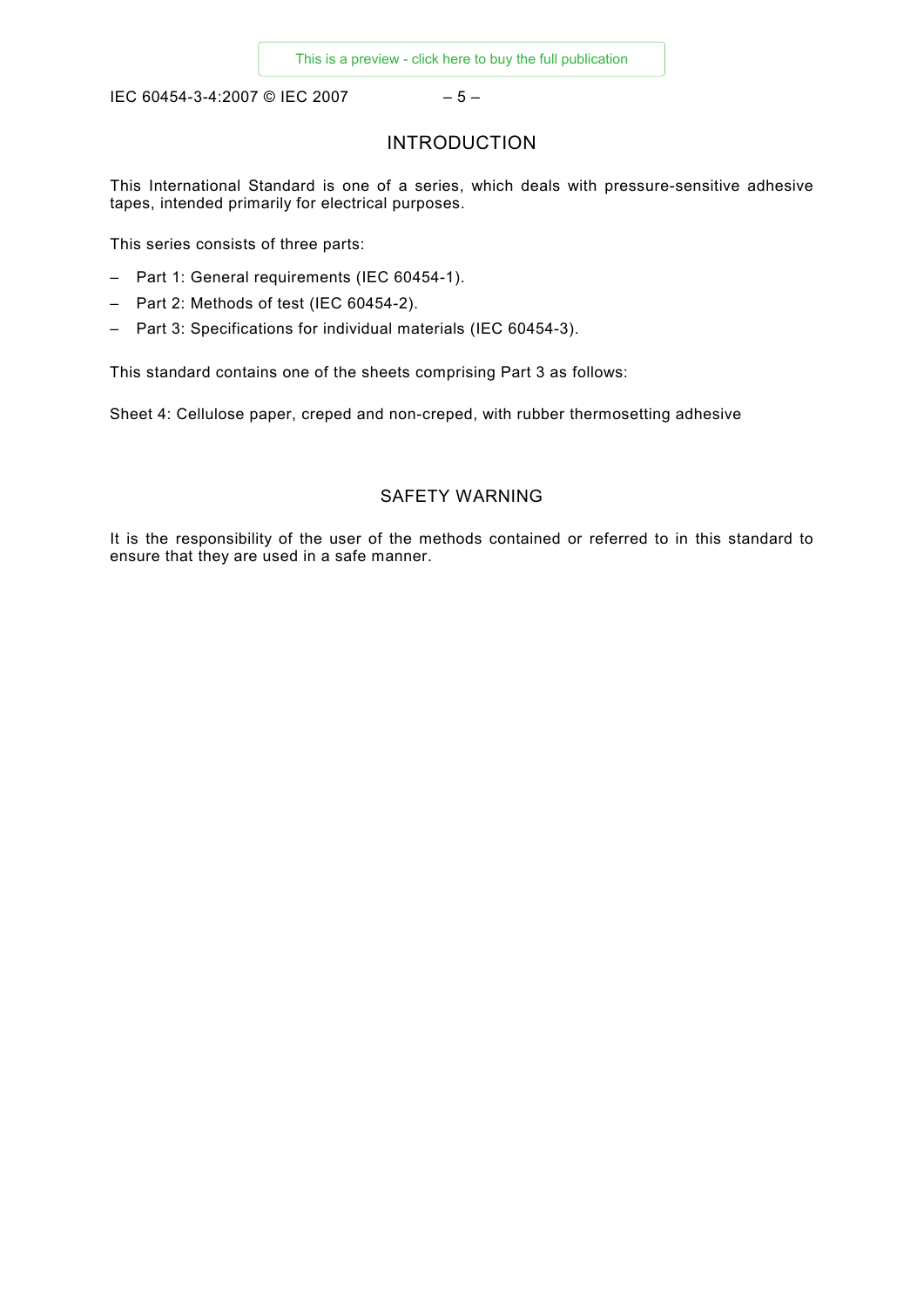# INTRODUCTION

This International Standard is one of a series, which deals with pressure-sensitive adhesive tapes, intended primarily for electrical purposes.

This series consists of three parts:

- Part 1: General requirements (IEC 60454-1).
- Part 2: Methods of test (IEC 60454-2).
- Part 3: Specifications for individual materials (IEC 60454-3).

This standard contains one of the sheets comprising Part 3 as follows:

Sheet 4: Cellulose paper, creped and non-creped, with rubber thermosetting adhesive

## SAFETY WARNING

It is the responsibility of the user of the methods contained or referred to in this standard to ensure that they are used in a safe manner.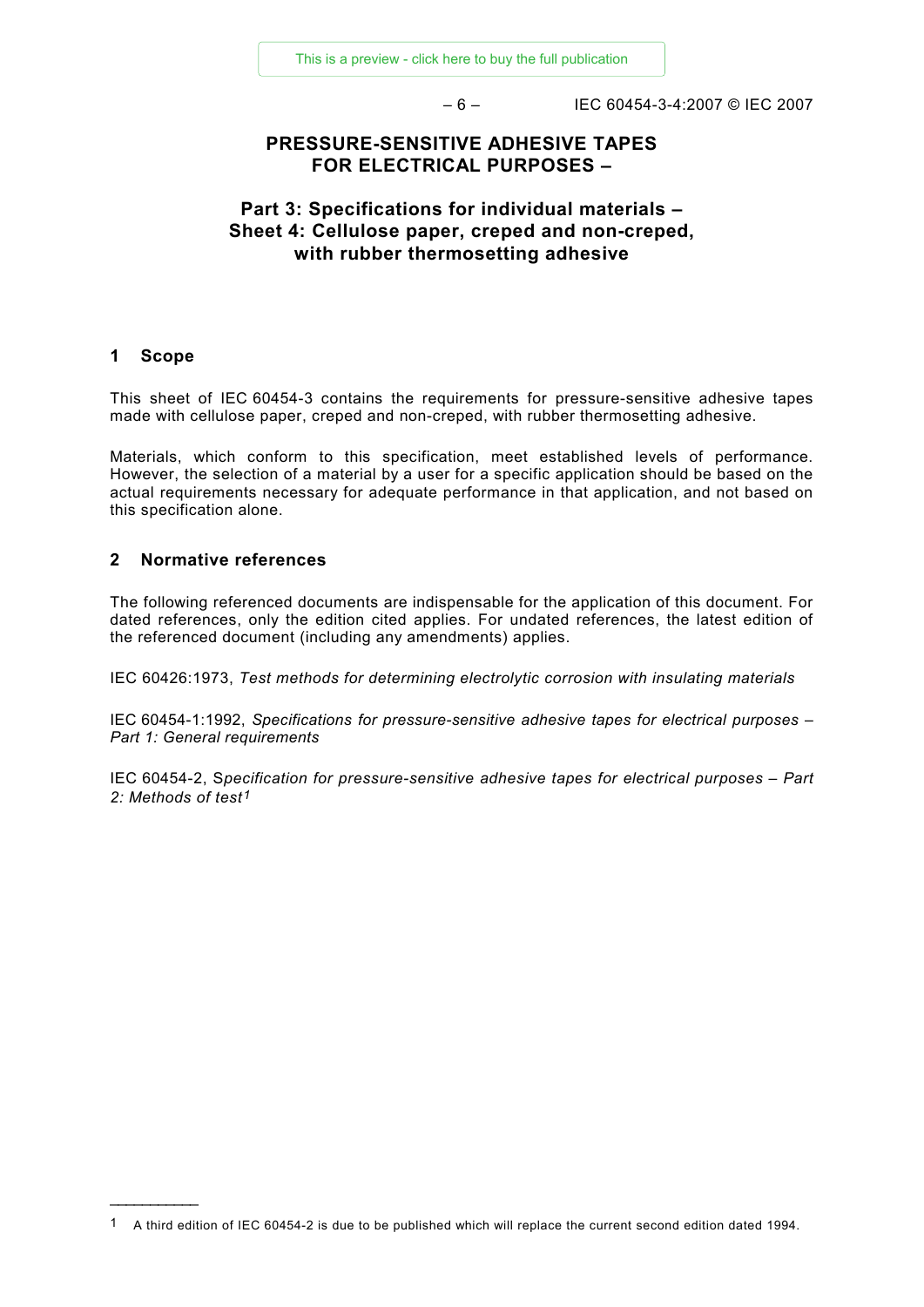# PRESSURE-SENSITIVE ADHESIVE TAPES FOR ELECTRICAL PURPOSES –

## Part 3: Specifications for individual materials – Sheet 4: Cellulose paper, creped and non-creped, with rubber thermosetting adhesive

## 1 Scope

This sheet of IEC 60454-3 contains the requirements for pressure-sensitive adhesive tapes made with cellulose paper, creped and non-creped, with rubber thermosetting adhesive.

Materials, which conform to this specification, meet established levels of performance. However, the selection of a material by a user for a specific application should be based on the actual requirements necessary for adequate performance in that application, and not based on this specification alone.

## 2 Normative references

The following referenced documents are indispensable for the application of this document. For dated references, only the edition cited applies. For undated references, the latest edition of the referenced document (including any amendments) applies.

IEC 60426:1973, *Test methods for determining electrolytic corrosion with insulating materials*

IEC 60454-1:1992, *Specifications for pressure-sensitive adhesive tapes for electrical purposes – Part 1: General requirements*

IEC 60454-2, *Specification for pressure-sensitive adhesive tapes for electrical purposes – Part 2: Methods of test*[1]

---

[1] A third edition of IEC 60454-2 is due to be published which will replace the current second edition dated 1994.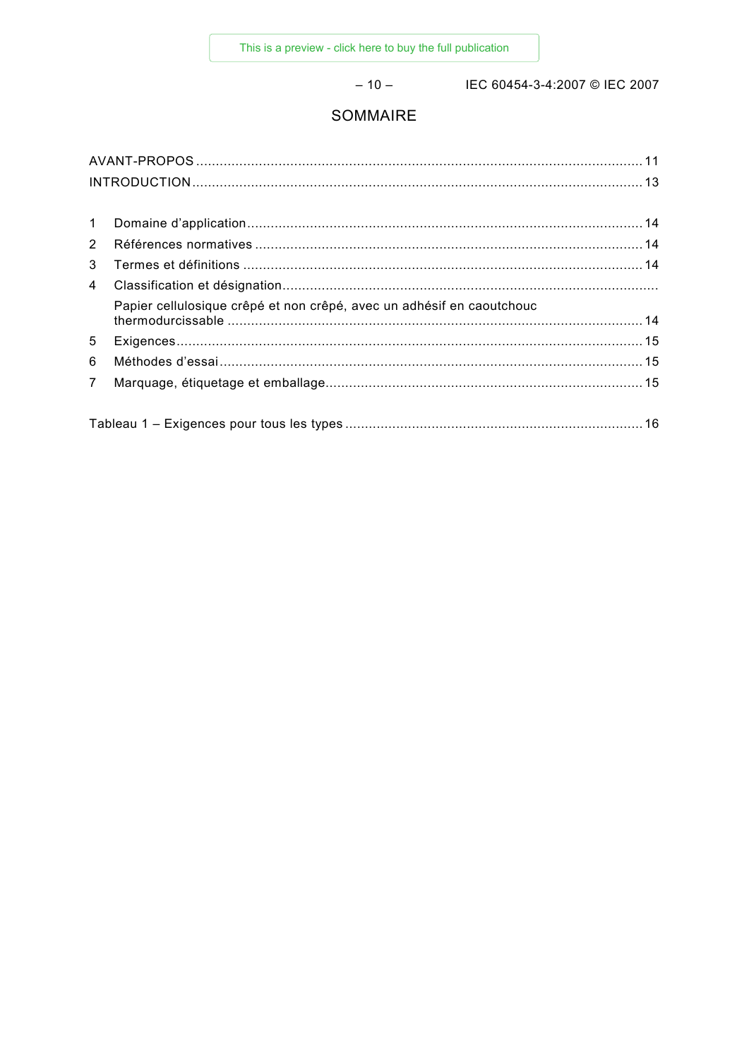# SOMMAIRE

AVANT-PROPOS .......... 11
INTRODUCTION .......... 13

1 Domaine d'application .......... 14
2 Références normatives .......... 14
3 Termes et définitions .......... 14
4 Classification et désignation ..........
  Papier cellulosique crêpé et non crêpé, avec un adhésif en caoutchouc thermodurcissable .......... 14
5 Exigences .......... 15
6 Méthodes d'essai .......... 15
7 Marquage, étiquetage et emballage .......... 15

Tableau 1 – Exigences pour tous les types .......... 16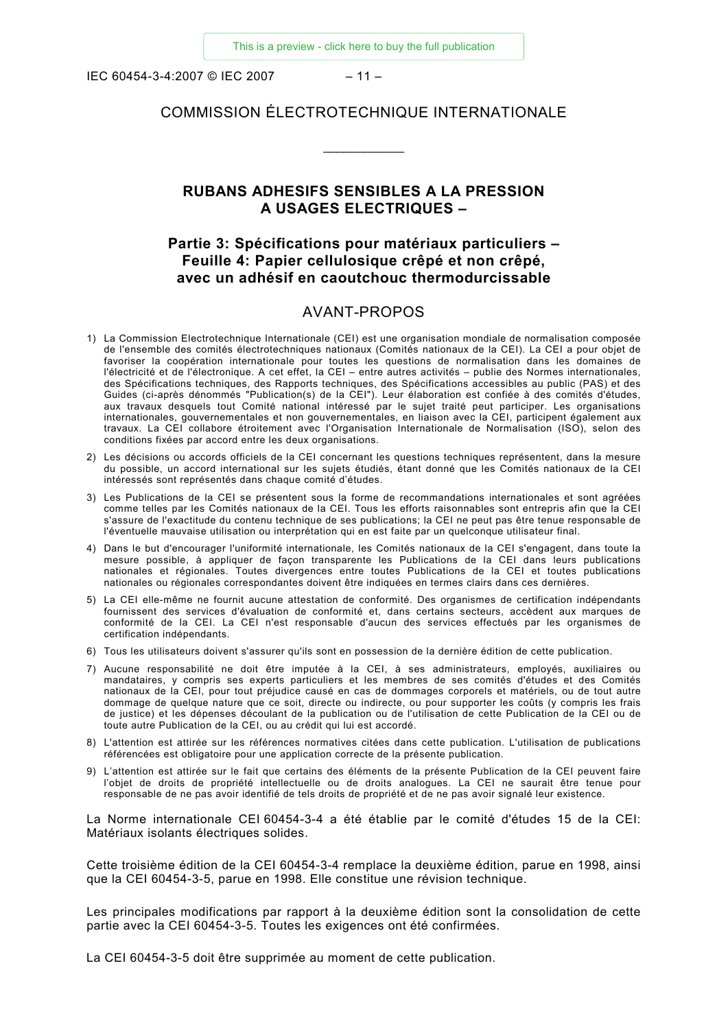# COMMISSION ÉLECTROTECHNIQUE INTERNATIONALE

___________

## RUBANS ADHESIFS SENSIBLES A LA PRESSION A USAGES ELECTRIQUES –

## Partie 3: Spécifications pour matériaux particuliers – Feuille 4: Papier cellulosique crêpé et non crêpé, avec un adhésif en caoutchouc thermodurcissable

## AVANT-PROPOS

1) La Commission Electrotechnique Internationale (CEI) est une organisation mondiale de normalisation composée de l'ensemble des comités électrotechniques nationaux (Comités nationaux de la CEI). La CEI a pour objet de favoriser la coopération internationale pour toutes les questions de normalisation dans les domaines de l'électricité et de l'électronique. A cet effet, la CEI – entre autres activités – publie des Normes internationales, des Spécifications techniques, des Rapports techniques, des Spécifications accessibles au public (PAS) et des Guides (ci-après dénommés "Publication(s) de la CEI"). Leur élaboration est confiée à des comités d'études, aux travaux desquels tout Comité national intéressé par le sujet traité peut participer. Les organisations internationales, gouvernementales et non gouvernementales, en liaison avec la CEI, participent également aux travaux. La CEI collabore étroitement avec l'Organisation Internationale de Normalisation (ISO), selon des conditions fixées par accord entre les deux organisations.

2) Les décisions ou accords officiels de la CEI concernant les questions techniques représentent, dans la mesure du possible, un accord international sur les sujets étudiés, étant donné que les Comités nationaux de la CEI intéressés sont représentés dans chaque comité d'études.

3) Les Publications de la CEI se présentent sous la forme de recommandations internationales et sont agréées comme telles par les Comités nationaux de la CEI. Tous les efforts raisonnables sont entrepris afin que la CEI s'assure de l'exactitude du contenu technique de ses publications; la CEI ne peut pas être tenue responsable de l'éventuelle mauvaise utilisation ou interprétation qui en est faite par un quelconque utilisateur final.

4) Dans le but d'encourager l'uniformité internationale, les Comités nationaux de la CEI s'engagent, dans toute la mesure possible, à appliquer de façon transparente les Publications de la CEI dans leurs publications nationales et régionales. Toutes divergences entre toutes Publications de la CEI et toutes publications nationales ou régionales correspondantes doivent être indiquées en termes clairs dans ces dernières.

5) La CEI elle-même ne fournit aucune attestation de conformité. Des organismes de certification indépendants fournissent des services d'évaluation de conformité et, dans certains secteurs, accèdent aux marques de conformité de la CEI. La CEI n'est responsable d'aucun des services effectués par les organismes de certification indépendants.

6) Tous les utilisateurs doivent s'assurer qu'ils sont en possession de la dernière édition de cette publication.

7) Aucune responsabilité ne doit être imputée à la CEI, à ses administrateurs, employés, auxiliaires ou mandataires, y compris ses experts particuliers et les membres de ses comités d'études et des Comités nationaux de la CEI, pour tout préjudice causé en cas de dommages corporels et matériels, ou de tout autre dommage de quelque nature que ce soit, directe ou indirecte, ou pour supporter les coûts (y compris les frais de justice) et les dépenses découlant de la publication ou de l'utilisation de cette Publication de la CEI ou de toute autre Publication de la CEI, ou au crédit qui lui est accordé.

8) L'attention est attirée sur les références normatives citées dans cette publication. L'utilisation de publications référencées est obligatoire pour une application correcte de la présente publication.

9) L'attention est attirée sur le fait que certains des éléments de la présente Publication de la CEI peuvent faire l'objet de droits de propriété intellectuelle ou de droits analogues. La CEI ne saurait être tenue pour responsable de ne pas avoir identifié de tels droits de propriété et de ne pas avoir signalé leur existence.

La Norme internationale CEI 60454-3-4 a été établie par le comité d'études 15 de la CEI: Matériaux isolants électriques solides.

Cette troisième édition de la CEI 60454-3-4 remplace la deuxième édition, parue en 1998, ainsi que la CEI 60454-3-5, parue en 1998. Elle constitue une révision technique.

Les principales modifications par rapport à la deuxième édition sont la consolidation de cette partie avec la CEI 60454-3-5. Toutes les exigences ont été confirmées.

La CEI 60454-3-5 doit être supprimée au moment de cette publication.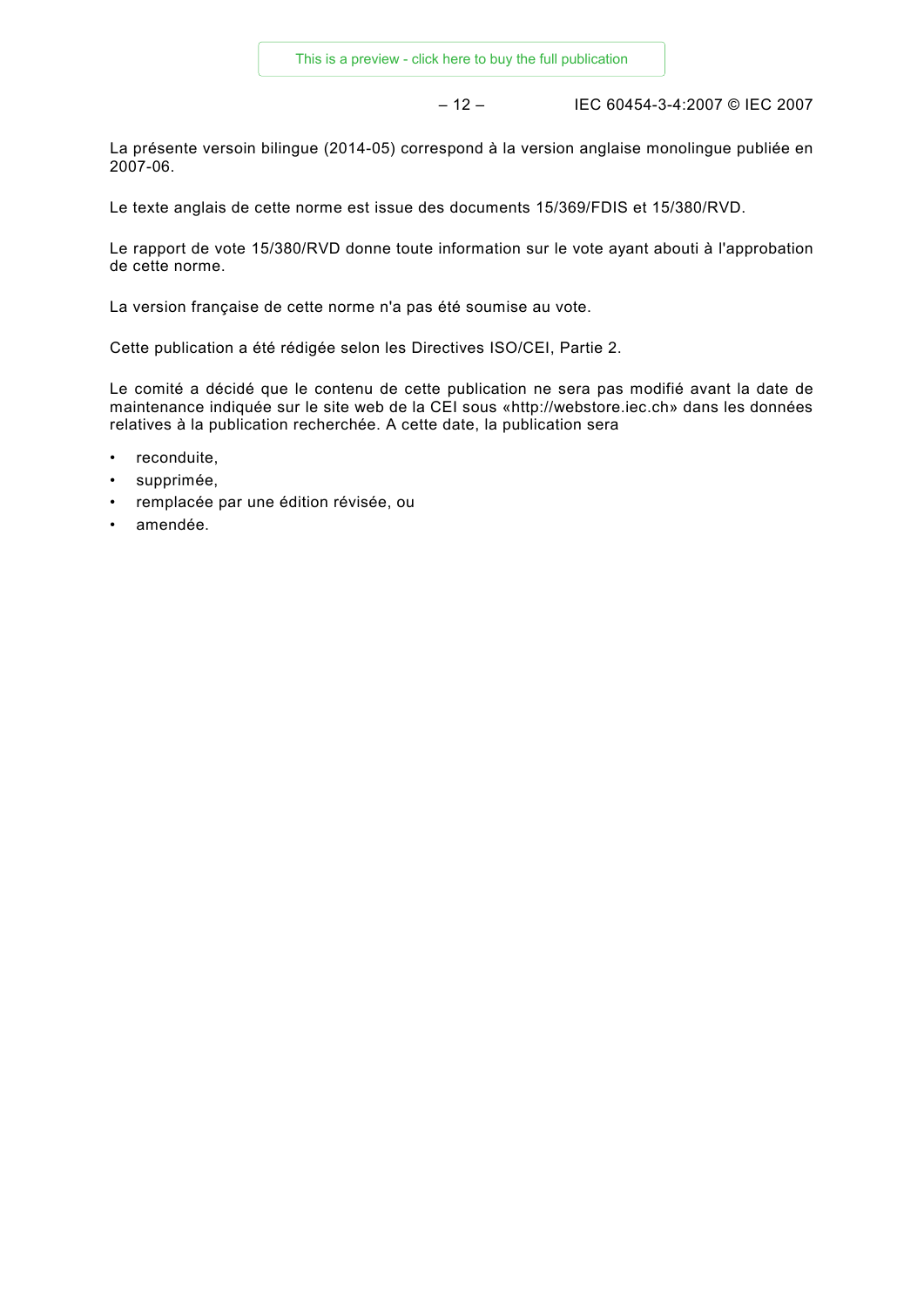La présente versoin bilingue (2014-05) correspond à la version anglaise monolingue publiée en 2007-06.

Le texte anglais de cette norme est issue des documents 15/369/FDIS et 15/380/RVD.

Le rapport de vote 15/380/RVD donne toute information sur le vote ayant abouti à l'approbation de cette norme.

La version française de cette norme n'a pas été soumise au vote.

Cette publication a été rédigée selon les Directives ISO/CEI, Partie 2.

Le comité a décidé que le contenu de cette publication ne sera pas modifié avant la date de maintenance indiquée sur le site web de la CEI sous «http://webstore.iec.ch» dans les données relatives à la publication recherchée. A cette date, la publication sera

- reconduite,
- supprimée,
- remplacée par une édition révisée, ou
- amendée.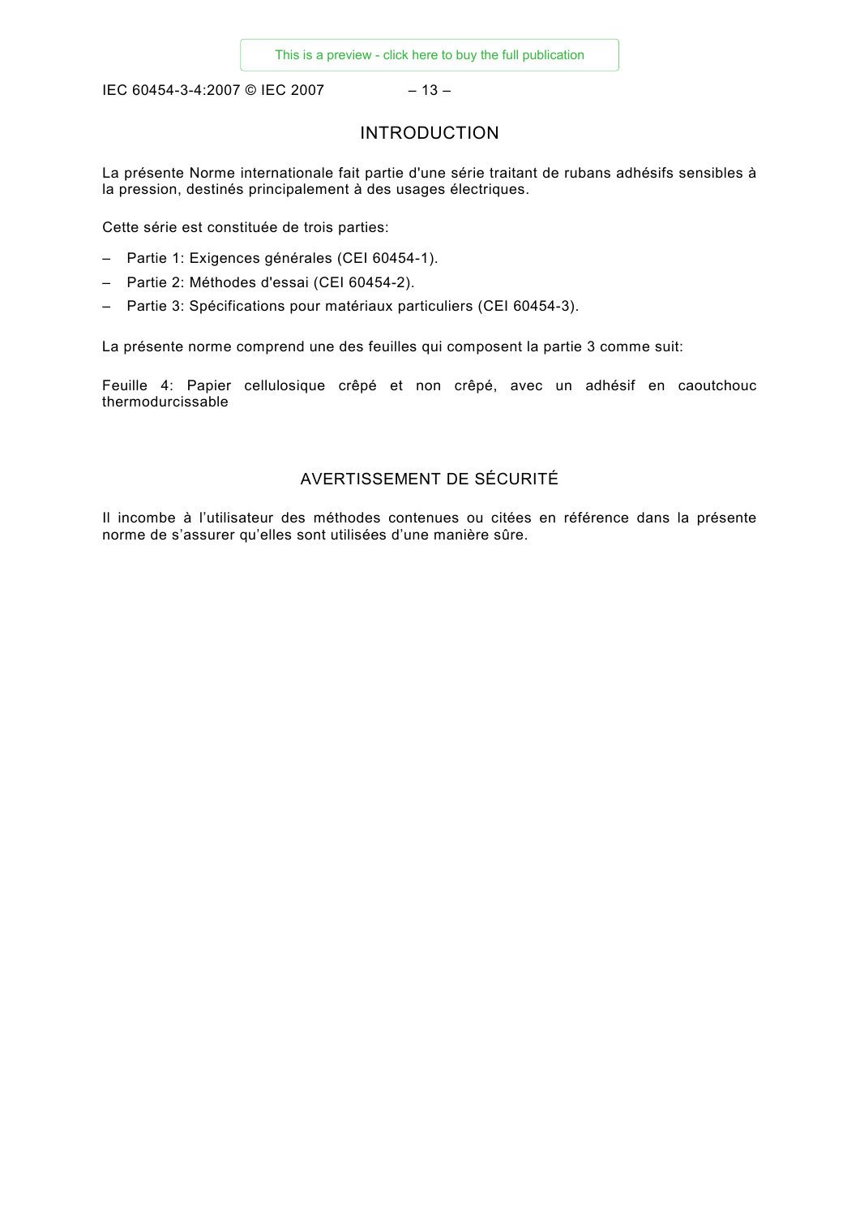# INTRODUCTION

La présente Norme internationale fait partie d'une série traitant de rubans adhésifs sensibles à la pression, destinés principalement à des usages électriques.

Cette série est constituée de trois parties:

- Partie 1: Exigences générales (CEI 60454-1).
- Partie 2: Méthodes d'essai (CEI 60454-2).
- Partie 3: Spécifications pour matériaux particuliers (CEI 60454-3).

La présente norme comprend une des feuilles qui composent la partie 3 comme suit:

Feuille 4: Papier cellulosique crêpé et non crêpé, avec un adhésif en caoutchouc thermodurcissable

# AVERTISSEMENT DE SÉCURITÉ

Il incombe à l’utilisateur des méthodes contenues ou citées en référence dans la présente norme de s’assurer qu’elles sont utilisées d’une manière sûre.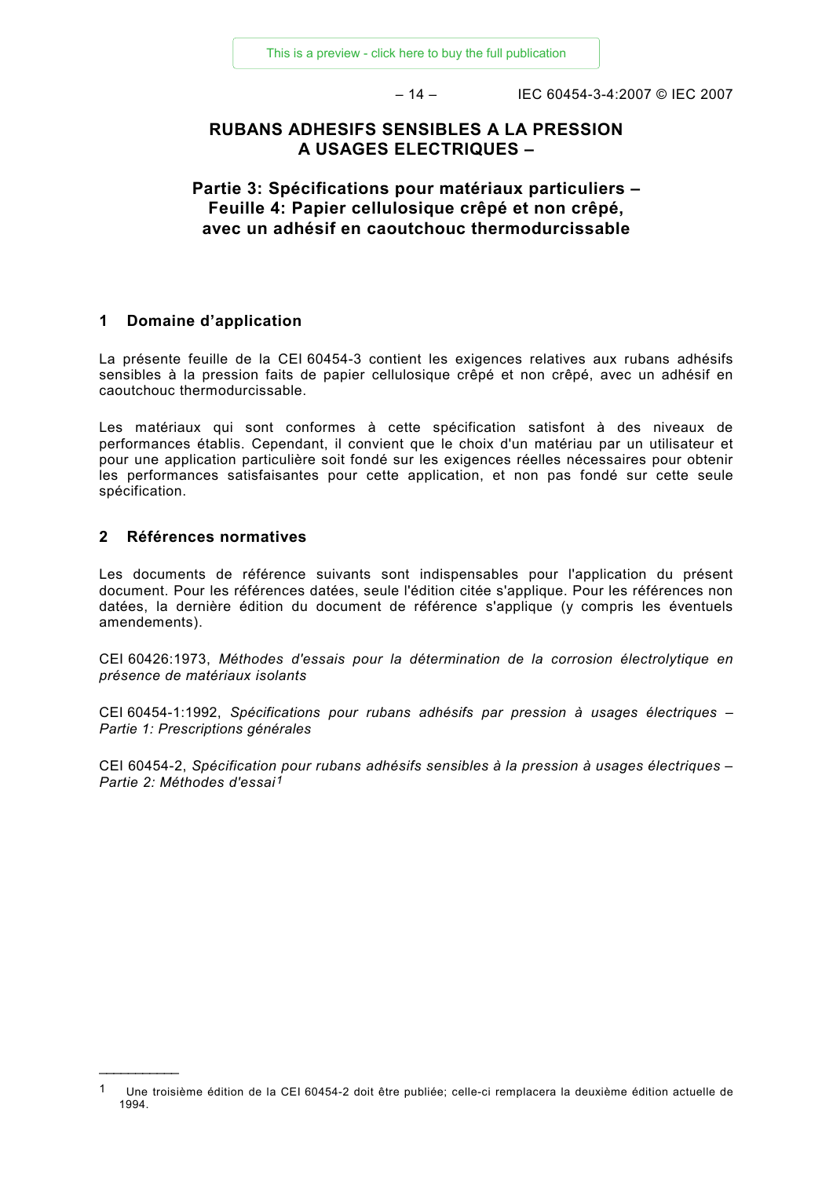# RUBANS ADHESIFS SENSIBLES A LA PRESSION A USAGES ELECTRIQUES –

## Partie 3: Spécifications pour matériaux particuliers – Feuille 4: Papier cellulosique crêpé et non crêpé, avec un adhésif en caoutchouc thermodurcissable

## 1 Domaine d'application

La présente feuille de la CEI 60454-3 contient les exigences relatives aux rubans adhésifs sensibles à la pression faits de papier cellulosique crêpé et non crêpé, avec un adhésif en caoutchouc thermodurcissable.

Les matériaux qui sont conformes à cette spécification satisfont à des niveaux de performances établis. Cependant, il convient que le choix d'un matériau par un utilisateur et pour une application particulière soit fondé sur les exigences réelles nécessaires pour obtenir les performances satisfaisantes pour cette application, et non pas fondé sur cette seule spécification.

## 2 Références normatives

Les documents de référence suivants sont indispensables pour l'application du présent document. Pour les références datées, seule l'édition citée s'applique. Pour les références non datées, la dernière édition du document de référence s'applique (y compris les éventuels amendements).

CEI 60426:1973, *Méthodes d'essais pour la détermination de la corrosion électrolytique en présence de matériaux isolants*

CEI 60454-1:1992, *Spécifications pour rubans adhésifs par pression à usages électriques – Partie 1: Prescriptions générales*

CEI 60454-2, *Spécification pour rubans adhésifs sensibles à la pression à usages électriques – Partie 2: Méthodes d'essai*[1]

---

[1] Une troisième édition de la CEI 60454-2 doit être publiée; celle-ci remplacera la deuxième édition actuelle de 1994.